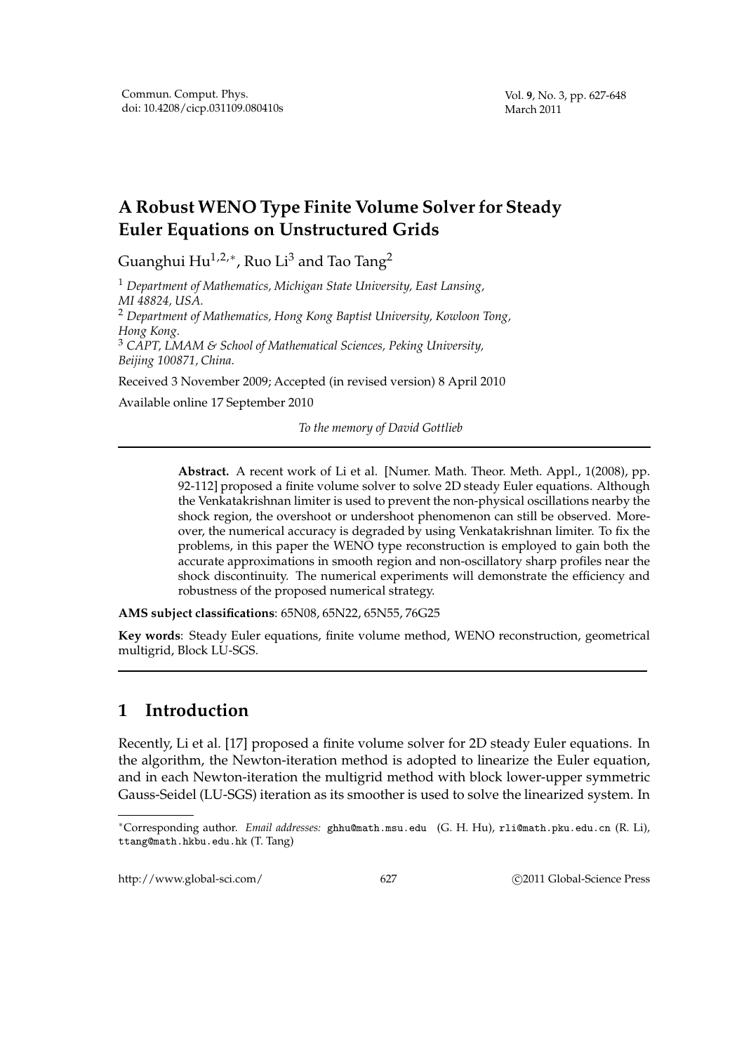# A Robust WENO Type Finite Volume Solver for Steady Euler Equations on Unstructured Grids

Guanghui Hu[1,2,*], Ruo Li[3] and Tao Tang[2]

[1] *Department of Mathematics, Michigan State University, East Lansing, MI 48824, USA.*
[2] *Department of Mathematics, Hong Kong Baptist University, Kowloon Tong, Hong Kong.*
[3] *CAPT, LMAM & School of Mathematical Sciences, Peking University, Beijing 100871, China.*

Received 3 November 2009; Accepted (in revised version) 8 April 2010

Available online 17 September 2010

*To the memory of David Gottlieb*

---

**Abstract.** A recent work of Li et al. [Numer. Math. Theor. Meth. Appl., 1(2008), pp. 92-112] proposed a finite volume solver to solve 2D steady Euler equations. Although the Venkatakrishnan limiter is used to prevent the non-physical oscillations nearby the shock region, the overshoot or undershoot phenomenon can still be observed. Moreover, the numerical accuracy is degraded by using Venkatakrishnan limiter. To fix the problems, in this paper the WENO type reconstruction is employed to gain both the accurate approximations in smooth region and non-oscillatory sharp profiles near the shock discontinuity. The numerical experiments will demonstrate the efficiency and robustness of the proposed numerical strategy.

**AMS subject classifications**: 65N08, 65N22, 65N55, 76G25

**Key words**: Steady Euler equations, finite volume method, WENO reconstruction, geometrical multigrid, Block LU-SGS.

---

## 1 Introduction

Recently, Li et al. [17] proposed a finite volume solver for 2D steady Euler equations. In the algorithm, the Newton-iteration method is adopted to linearize the Euler equation, and in each Newton-iteration the multigrid method with block lower-upper symmetric Gauss-Seidel (LU-SGS) iteration as its smoother is used to solve the linearized system. In

---

*Corresponding author. *Email addresses:* ghhu@math.msu.edu (G. H. Hu), rli@math.pku.edu.cn (R. Li), ttang@math.hkbu.edu.hk (T. Tang)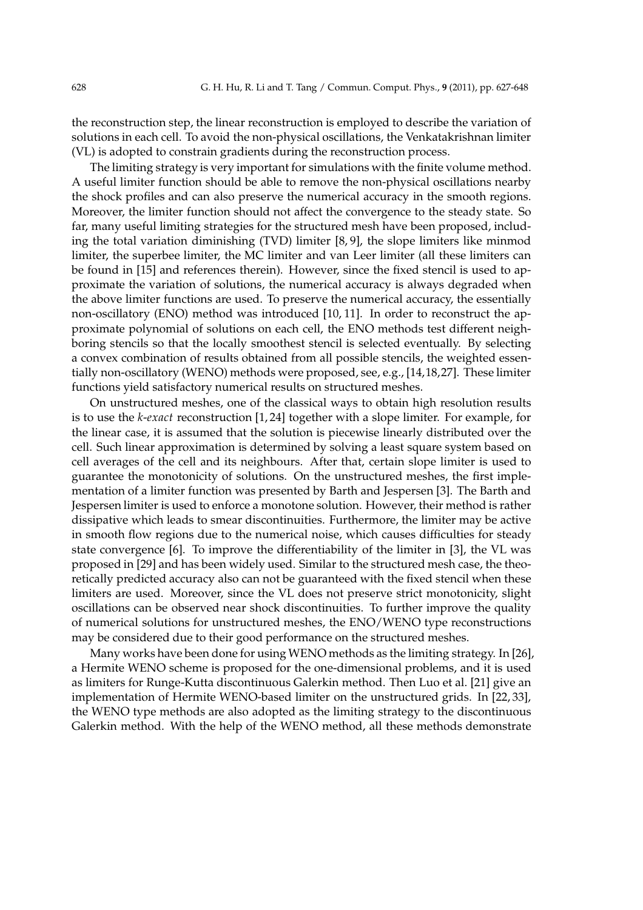the reconstruction step, the linear reconstruction is employed to describe the variation of solutions in each cell. To avoid the non-physical oscillations, the Venkatakrishnan limiter (VL) is adopted to constrain gradients during the reconstruction process.

The limiting strategy is very important for simulations with the finite volume method. A useful limiter function should be able to remove the non-physical oscillations nearby the shock profiles and can also preserve the numerical accuracy in the smooth regions. Moreover, the limiter function should not affect the convergence to the steady state. So far, many useful limiting strategies for the structured mesh have been proposed, including the total variation diminishing (TVD) limiter [8, 9], the slope limiters like minmod limiter, the superbee limiter, the MC limiter and van Leer limiter (all these limiters can be found in [15] and references therein). However, since the fixed stencil is used to approximate the variation of solutions, the numerical accuracy is always degraded when the above limiter functions are used. To preserve the numerical accuracy, the essentially non-oscillatory (ENO) method was introduced [10, 11]. In order to reconstruct the approximate polynomial of solutions on each cell, the ENO methods test different neighboring stencils so that the locally smoothest stencil is selected eventually. By selecting a convex combination of results obtained from all possible stencils, the weighted essentially non-oscillatory (WENO) methods were proposed, see, e.g., [14,18,27]. These limiter functions yield satisfactory numerical results on structured meshes.

On unstructured meshes, one of the classical ways to obtain high resolution results is to use the *k-exact* reconstruction [1, 24] together with a slope limiter. For example, for the linear case, it is assumed that the solution is piecewise linearly distributed over the cell. Such linear approximation is determined by solving a least square system based on cell averages of the cell and its neighbours. After that, certain slope limiter is used to guarantee the monotonicity of solutions. On the unstructured meshes, the first implementation of a limiter function was presented by Barth and Jespersen [3]. The Barth and Jespersen limiter is used to enforce a monotone solution. However, their method is rather dissipative which leads to smear discontinuities. Furthermore, the limiter may be active in smooth flow regions due to the numerical noise, which causes difficulties for steady state convergence [6]. To improve the differentiability of the limiter in [3], the VL was proposed in [29] and has been widely used. Similar to the structured mesh case, the theoretically predicted accuracy also can not be guaranteed with the fixed stencil when these limiters are used. Moreover, since the VL does not preserve strict monotonicity, slight oscillations can be observed near shock discontinuities. To further improve the quality of numerical solutions for unstructured meshes, the ENO/WENO type reconstructions may be considered due to their good performance on the structured meshes.

Many works have been done for using WENO methods as the limiting strategy. In [26], a Hermite WENO scheme is proposed for the one-dimensional problems, and it is used as limiters for Runge-Kutta discontinuous Galerkin method. Then Luo et al. [21] give an implementation of Hermite WENO-based limiter on the unstructured grids. In [22, 33], the WENO type methods are also adopted as the limiting strategy to the discontinuous Galerkin method. With the help of the WENO method, all these methods demonstrate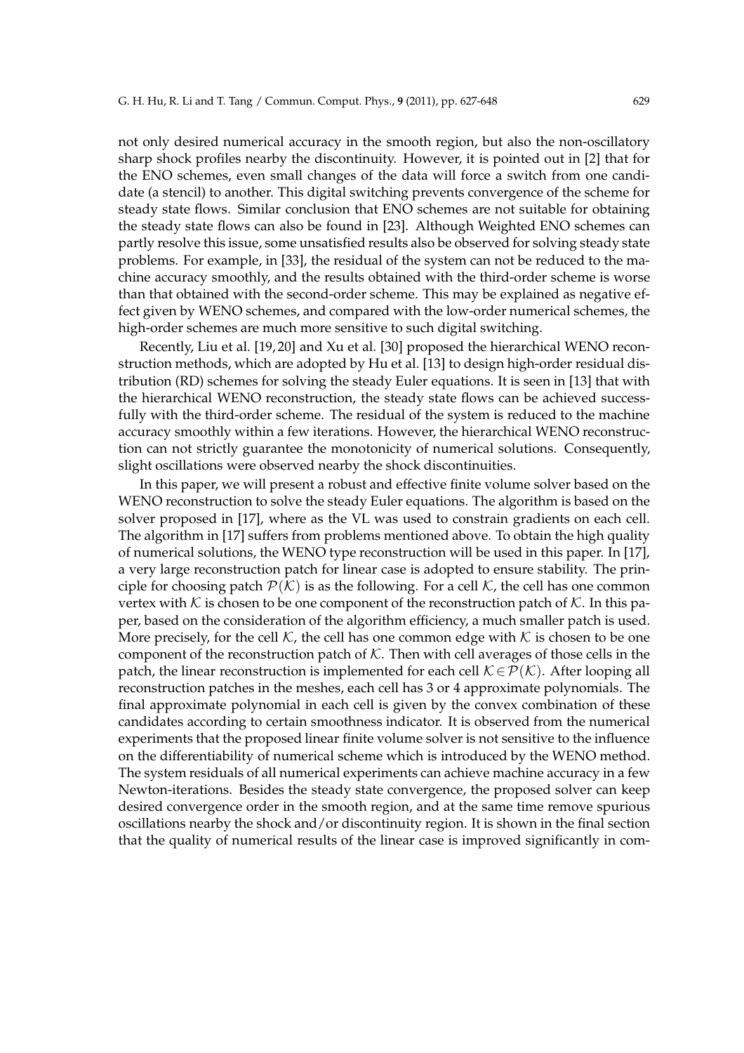not only desired numerical accuracy in the smooth region, but also the non-oscillatory sharp shock profiles nearby the discontinuity. However, it is pointed out in [2] that for the ENO schemes, even small changes of the data will force a switch from one candidate (a stencil) to another. This digital switching prevents convergence of the scheme for steady state flows. Similar conclusion that ENO schemes are not suitable for obtaining the steady state flows can also be found in [23]. Although Weighted ENO schemes can partly resolve this issue, some unsatisfied results also be observed for solving steady state problems. For example, in [33], the residual of the system can not be reduced to the machine accuracy smoothly, and the results obtained with the third-order scheme is worse than that obtained with the second-order scheme. This may be explained as negative effect given by WENO schemes, and compared with the low-order numerical schemes, the high-order schemes are much more sensitive to such digital switching.

Recently, Liu et al. [19, 20] and Xu et al. [30] proposed the hierarchical WENO reconstruction methods, which are adopted by Hu et al. [13] to design high-order residual distribution (RD) schemes for solving the steady Euler equations. It is seen in [13] that with the hierarchical WENO reconstruction, the steady state flows can be achieved successfully with the third-order scheme. The residual of the system is reduced to the machine accuracy smoothly within a few iterations. However, the hierarchical WENO reconstruction can not strictly guarantee the monotonicity of numerical solutions. Consequently, slight oscillations were observed nearby the shock discontinuities.

In this paper, we will present a robust and effective finite volume solver based on the WENO reconstruction to solve the steady Euler equations. The algorithm is based on the solver proposed in [17], where as the VL was used to constrain gradients on each cell. The algorithm in [17] suffers from problems mentioned above. To obtain the high quality of numerical solutions, the WENO type reconstruction will be used in this paper. In [17], a very large reconstruction patch for linear case is adopted to ensure stability. The principle for choosing patch $\mathcal{P}(\mathcal{K})$ is as the following. For a cell $\mathcal{K}$, the cell has one common vertex with $\mathcal{K}$ is chosen to be one component of the reconstruction patch of $\mathcal{K}$. In this paper, based on the consideration of the algorithm efficiency, a much smaller patch is used. More precisely, for the cell $\mathcal{K}$, the cell has one common edge with $\mathcal{K}$ is chosen to be one component of the reconstruction patch of $\mathcal{K}$. Then with cell averages of those cells in the patch, the linear reconstruction is implemented for each cell $\mathcal{K} \in \mathcal{P}(\mathcal{K})$. After looping all reconstruction patches in the meshes, each cell has 3 or 4 approximate polynomials. The final approximate polynomial in each cell is given by the convex combination of these candidates according to certain smoothness indicator. It is observed from the numerical experiments that the proposed linear finite volume solver is not sensitive to the influence on the differentiability of numerical scheme which is introduced by the WENO method. The system residuals of all numerical experiments can achieve machine accuracy in a few Newton-iterations. Besides the steady state convergence, the proposed solver can keep desired convergence order in the smooth region, and at the same time remove spurious oscillations nearby the shock and/or discontinuity region. It is shown in the final section that the quality of numerical results of the linear case is improved significantly in com-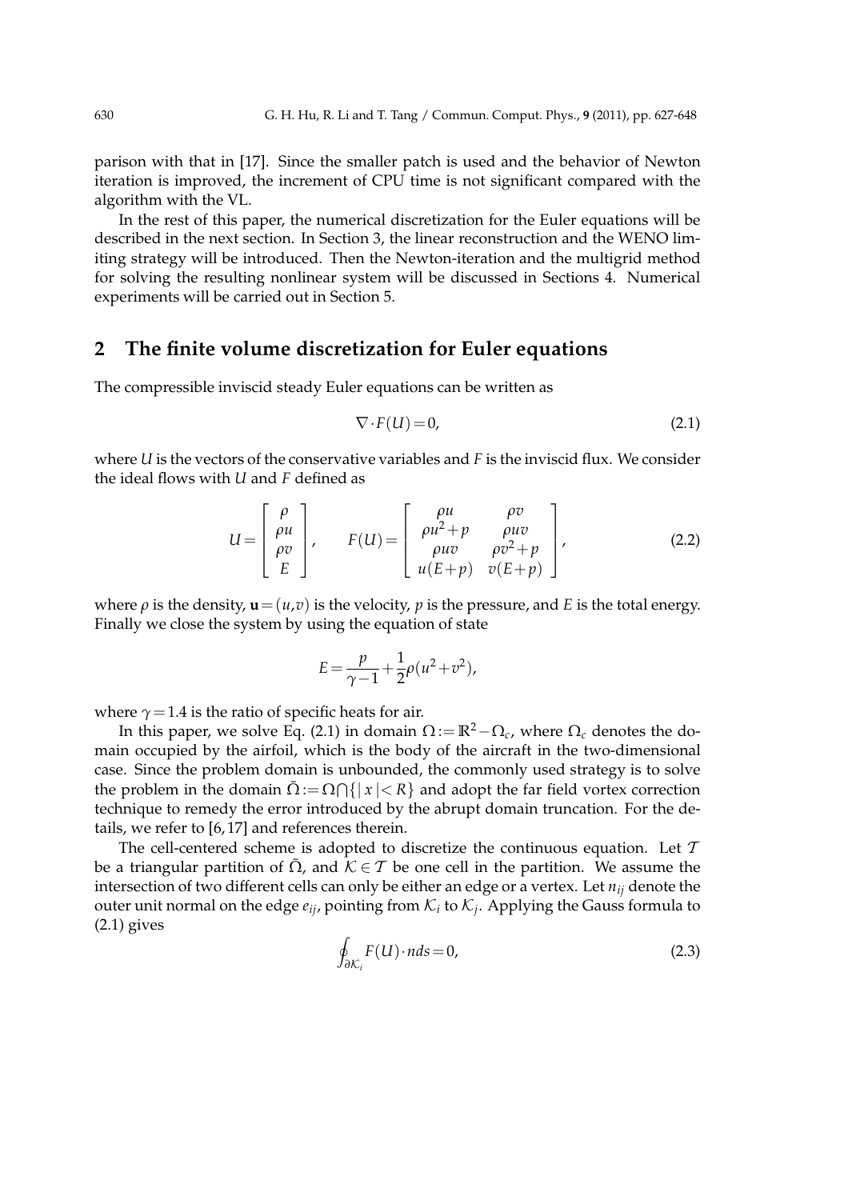parison with that in [17]. Since the smaller patch is used and the behavior of Newton iteration is improved, the increment of CPU time is not significant compared with the algorithm with the VL.

In the rest of this paper, the numerical discretization for the Euler equations will be described in the next section. In Section 3, the linear reconstruction and the WENO limiting strategy will be introduced. Then the Newton-iteration and the multigrid method for solving the resulting nonlinear system will be discussed in Sections 4. Numerical experiments will be carried out in Section 5.

## 2 The finite volume discretization for Euler equations

The compressible inviscid steady Euler equations can be written as

$$\nabla \cdot F(U) = 0, \tag{2.1}$$

where $U$ is the vectors of the conservative variables and $F$ is the inviscid flux. We consider the ideal flows with $U$ and $F$ defined as

$$U = \begin{bmatrix} \rho \\ \rho u \\ \rho v \\ E \end{bmatrix}, \qquad F(U) = \begin{bmatrix} \rho u & \rho v \\ \rho u^2 + p & \rho u v \\ \rho u v & \rho v^2 + p \\ u(E+p) & v(E+p) \end{bmatrix}, \tag{2.2}$$

where $\rho$ is the density, $\mathbf{u} = (u,v)$ is the velocity, $p$ is the pressure, and $E$ is the total energy. Finally we close the system by using the equation of state

$$E = \frac{p}{\gamma - 1} + \frac{1}{2}\rho(u^2 + v^2),$$

where $\gamma = 1.4$ is the ratio of specific heats for air.

In this paper, we solve Eq. (2.1) in domain $\Omega := \mathbb{R}^2 - \Omega_c$, where $\Omega_c$ denotes the domain occupied by the airfoil, which is the body of the aircraft in the two-dimensional case. Since the problem domain is unbounded, the commonly used strategy is to solve the problem in the domain $\bar{\Omega} := \Omega \bigcap \{|x| < R\}$ and adopt the far field vortex correction technique to remedy the error introduced by the abrupt domain truncation. For the details, we refer to [6, 17] and references therein.

The cell-centered scheme is adopted to discretize the continuous equation. Let $\mathcal{T}$ be a triangular partition of $\bar{\Omega}$, and $\mathcal{K} \in \mathcal{T}$ be one cell in the partition. We assume the intersection of two different cells can only be either an edge or a vertex. Let $n_{ij}$ denote the outer unit normal on the edge $e_{ij}$, pointing from $\mathcal{K}_i$ to $\mathcal{K}_j$. Applying the Gauss formula to (2.1) gives

$$\oint_{\partial \mathcal{K}_i} F(U) \cdot n ds = 0, \tag{2.3}$$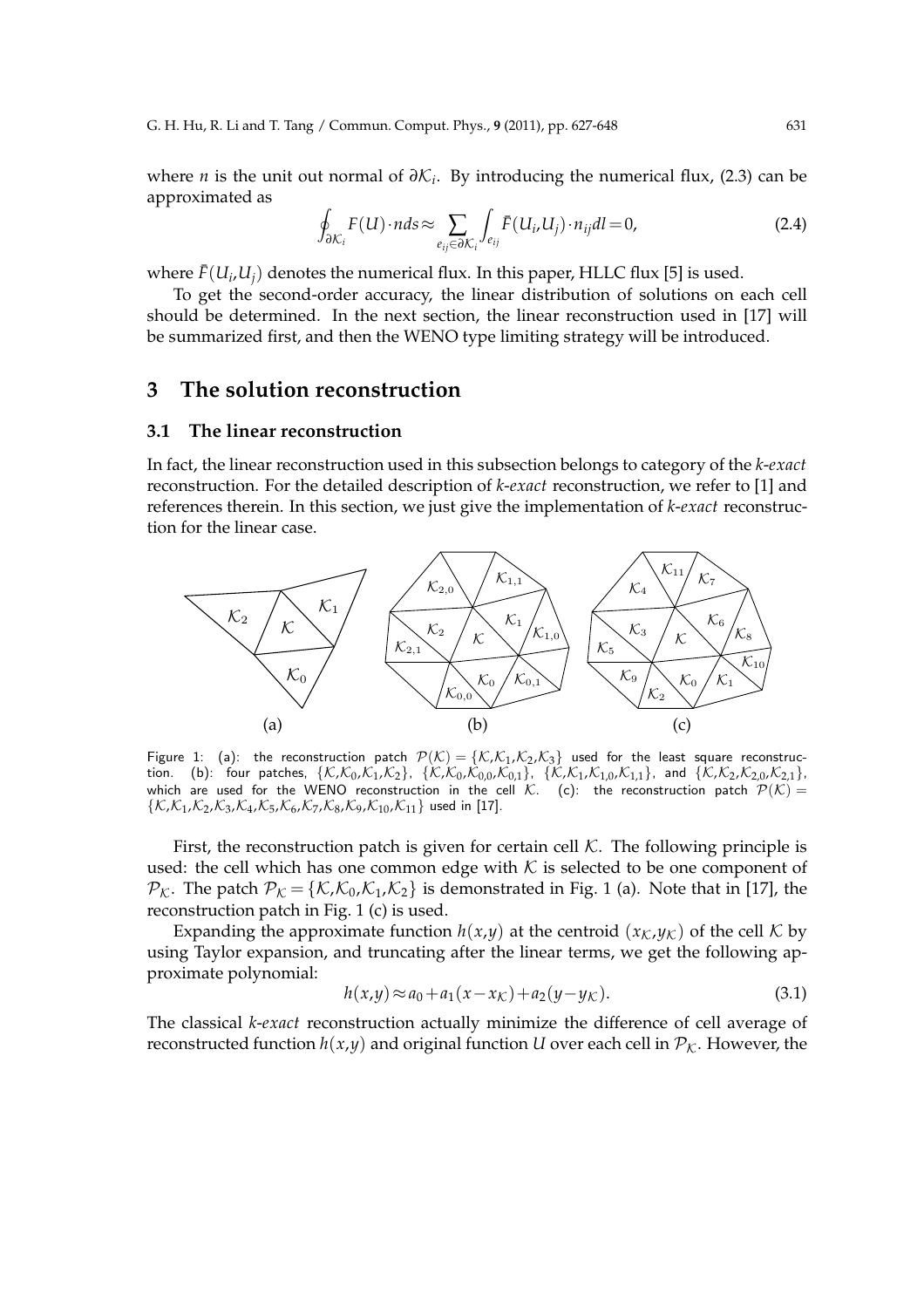where $n$ is the unit out normal of $\partial\mathcal{K}_i$. By introducing the numerical flux, (2.3) can be approximated as

$$\oint_{\partial\mathcal{K}_i} F(U)\cdot n ds \approx \sum_{e_{ij}\in\partial\mathcal{K}_i}\int_{e_{ij}} \bar{F}(U_i,U_j)\cdot n_{ij} dl = 0, \tag{2.4}$$

where $\bar{F}(U_i,U_j)$ denotes the numerical flux. In this paper, HLLC flux [5] is used.

To get the second-order accuracy, the linear distribution of solutions on each cell should be determined. In the next section, the linear reconstruction used in [17] will be summarized first, and then the WENO type limiting strategy will be introduced.

## 3 The solution reconstruction

### 3.1 The linear reconstruction

In fact, the linear reconstruction used in this subsection belongs to category of the *k-exact* reconstruction. For the detailed description of *k-exact* reconstruction, we refer to [1] and references therein. In this section, we just give the implementation of *k-exact* reconstruction for the linear case.

Figure 1: (a): the reconstruction patch $\mathcal{P}(\mathcal{K}) = \{\mathcal{K},\mathcal{K}_1,\mathcal{K}_2,\mathcal{K}_3\}$ used for the least square reconstruction. (b): four patches, $\{\mathcal{K},\mathcal{K}_0,\mathcal{K}_1,\mathcal{K}_2\}$, $\{\mathcal{K},\mathcal{K}_0,\mathcal{K}_{0,0},\mathcal{K}_{0,1}\}$, $\{\mathcal{K},\mathcal{K}_1,\mathcal{K}_{1,0},\mathcal{K}_{1,1}\}$, and $\{\mathcal{K},\mathcal{K}_2,\mathcal{K}_{2,0},\mathcal{K}_{2,1}\}$, which are used for the WENO reconstruction in the cell $\mathcal{K}$. (c): the reconstruction patch $\mathcal{P}(\mathcal{K}) = \{\mathcal{K},\mathcal{K}_1,\mathcal{K}_2,\mathcal{K}_3,\mathcal{K}_4,\mathcal{K}_5,\mathcal{K}_6,\mathcal{K}_7,\mathcal{K}_8,\mathcal{K}_9,\mathcal{K}_{10},\mathcal{K}_{11}\}$ used in [17].

First, the reconstruction patch is given for certain cell $\mathcal{K}$. The following principle is used: the cell which has one common edge with $\mathcal{K}$ is selected to be one component of $\mathcal{P}_\mathcal{K}$. The patch $\mathcal{P}_\mathcal{K} = \{\mathcal{K},\mathcal{K}_0,\mathcal{K}_1,\mathcal{K}_2\}$ is demonstrated in Fig. 1 (a). Note that in [17], the reconstruction patch in Fig. 1 (c) is used.

Expanding the approximate function $h(x,y)$ at the centroid $(x_\mathcal{K},y_\mathcal{K})$ of the cell $\mathcal{K}$ by using Taylor expansion, and truncating after the linear terms, we get the following approximate polynomial:

$$h(x,y) \approx a_0 + a_1(x - x_\mathcal{K}) + a_2(y - y_\mathcal{K}). \tag{3.1}$$

The classical *k-exact* reconstruction actually minimize the difference of cell average of reconstructed function $h(x,y)$ and original function $U$ over each cell in $\mathcal{P}_\mathcal{K}$. However, the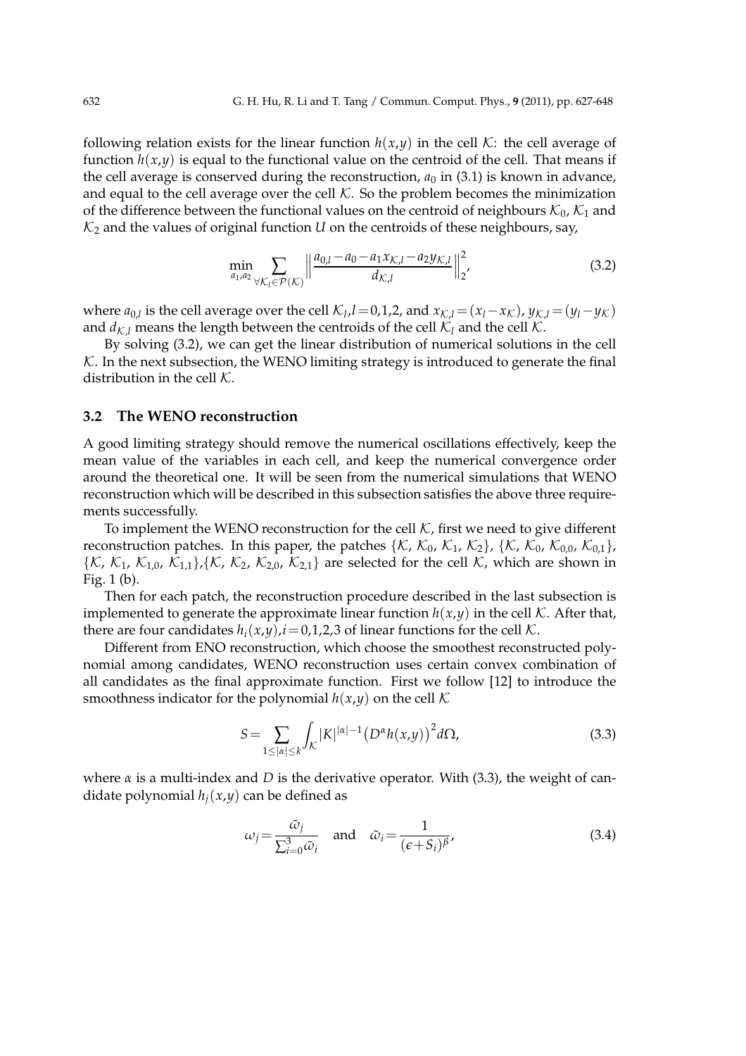following relation exists for the linear function $h(x,y)$ in the cell $\mathcal{K}$: the cell average of function $h(x,y)$ is equal to the functional value on the centroid of the cell. That means if the cell average is conserved during the reconstruction, $a_0$ in (3.1) is known in advance, and equal to the cell average over the cell $\mathcal{K}$. So the problem becomes the minimization of the difference between the functional values on the centroid of neighbours $\mathcal{K}_0$, $\mathcal{K}_1$ and $\mathcal{K}_2$ and the values of original function $U$ on the centroids of these neighbours, say,

$$\min_{a_1,a_2} \sum_{\forall \mathcal{K}_l \in \mathcal{P}(\mathcal{K})} \left\| \frac{a_{0,l} - a_0 - a_1 x_{\mathcal{K},l} - a_2 y_{\mathcal{K},l}}{d_{\mathcal{K},l}} \right\|_2^2, \tag{3.2}$$

where $a_{0,l}$ is the cell average over the cell $\mathcal{K}_l, l=0,1,2$, and $x_{\mathcal{K},l} = (x_l - x_{\mathcal{K}})$, $y_{\mathcal{K},l} = (y_l - y_{\mathcal{K}})$ and $d_{\mathcal{K},l}$ means the length between the centroids of the cell $\mathcal{K}_l$ and the cell $\mathcal{K}$.

By solving (3.2), we can get the linear distribution of numerical solutions in the cell $\mathcal{K}$. In the next subsection, the WENO limiting strategy is introduced to generate the final distribution in the cell $\mathcal{K}$.

### 3.2 The WENO reconstruction

A good limiting strategy should remove the numerical oscillations effectively, keep the mean value of the variables in each cell, and keep the numerical convergence order around the theoretical one. It will be seen from the numerical simulations that WENO reconstruction which will be described in this subsection satisfies the above three requirements successfully.

To implement the WENO reconstruction for the cell $\mathcal{K}$, first we need to give different reconstruction patches. In this paper, the patches $\{\mathcal{K}, \mathcal{K}_0, \mathcal{K}_1, \mathcal{K}_2\}$, $\{\mathcal{K}, \mathcal{K}_0, \mathcal{K}_{0,0}, \mathcal{K}_{0,1}\}$, $\{\mathcal{K}, \mathcal{K}_1, \mathcal{K}_{1,0}, \mathcal{K}_{1,1}\}$,$\{\mathcal{K}, \mathcal{K}_2, \mathcal{K}_{2,0}, \mathcal{K}_{2,1}\}$ are selected for the cell $\mathcal{K}$, which are shown in Fig. 1 (b).

Then for each patch, the reconstruction procedure described in the last subsection is implemented to generate the approximate linear function $h(x,y)$ in the cell $\mathcal{K}$. After that, there are four candidates $h_i(x,y), i=0,1,2,3$ of linear functions for the cell $\mathcal{K}$.

Different from ENO reconstruction, which choose the smoothest reconstructed polynomial among candidates, WENO reconstruction uses certain convex combination of all candidates as the final approximate function. First we follow [12] to introduce the smoothness indicator for the polynomial $h(x,y)$ on the cell $\mathcal{K}$

$$S = \sum_{1 \le |\alpha| \le k} \int_{\mathcal{K}} |K|^{|\alpha|-1} \big(D^\alpha h(x,y)\big)^2 d\Omega, \tag{3.3}$$

where $\alpha$ is a multi-index and $D$ is the derivative operator. With (3.3), the weight of candidate polynomial $h_j(x,y)$ can be defined as

$$\omega_j = \frac{\tilde{\omega}_j}{\sum_{i=0}^{3} \tilde{\omega}_i} \quad \text{and} \quad \tilde{\omega}_i = \frac{1}{(\epsilon + S_i)^\beta}, \tag{3.4}$$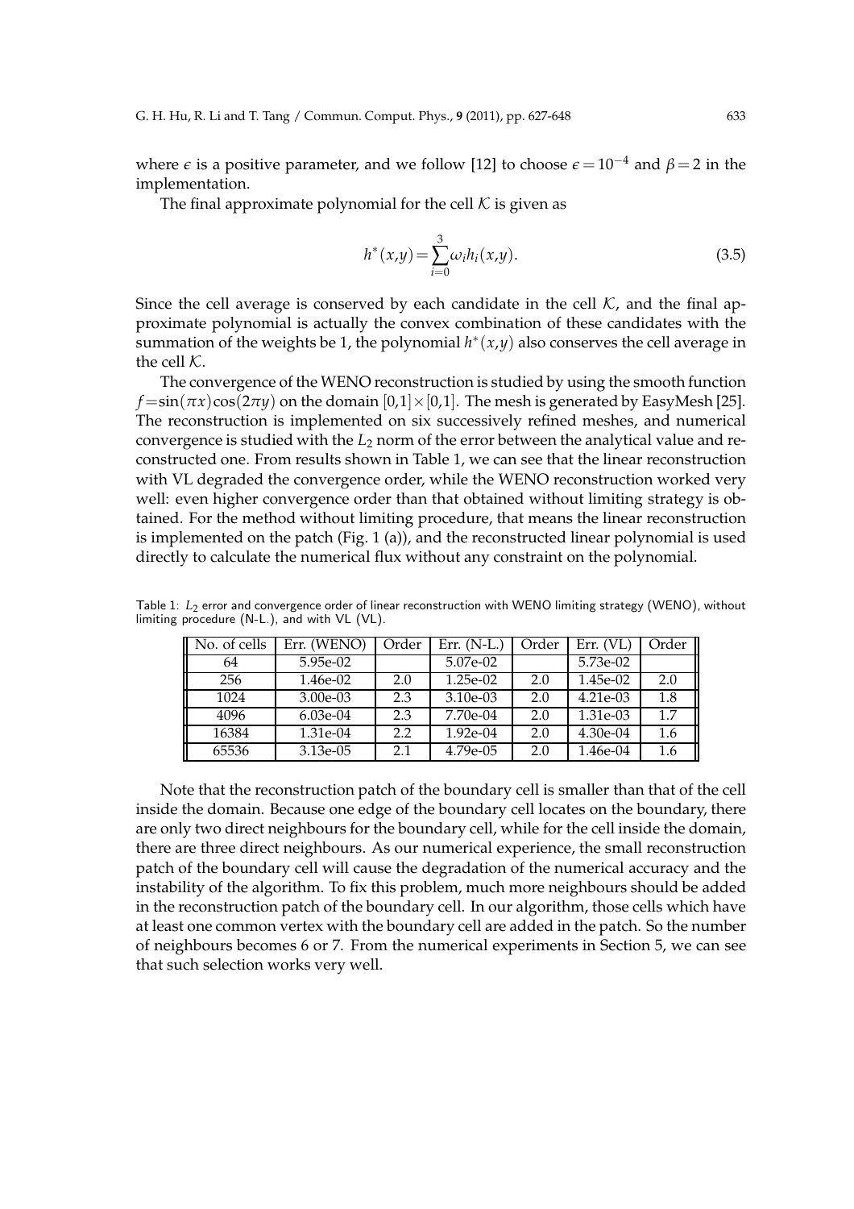where $\epsilon$ is a positive parameter, and we follow [12] to choose $\epsilon = 10^{-4}$ and $\beta = 2$ in the implementation.

The final approximate polynomial for the cell $\mathcal{K}$ is given as

$$h^*(x,y) = \sum_{i=0}^{3} \omega_i h_i(x,y). \tag{3.5}$$

Since the cell average is conserved by each candidate in the cell $\mathcal{K}$, and the final approximate polynomial is actually the convex combination of these candidates with the summation of the weights be 1, the polynomial $h^*(x,y)$ also conserves the cell average in the cell $\mathcal{K}$.

The convergence of the WENO reconstruction is studied by using the smooth function $f = \sin(\pi x)\cos(2\pi y)$ on the domain $[0,1]\times[0,1]$. The mesh is generated by EasyMesh [25]. The reconstruction is implemented on six successively refined meshes, and numerical convergence is studied with the $L_2$ norm of the error between the analytical value and reconstructed one. From results shown in Table 1, we can see that the linear reconstruction with VL degraded the convergence order, while the WENO reconstruction worked very well: even higher convergence order than that obtained without limiting strategy is obtained. For the method without limiting procedure, that means the linear reconstruction is implemented on the patch (Fig. 1 (a)), and the reconstructed linear polynomial is used directly to calculate the numerical flux without any constraint on the polynomial.

Table 1: $L_2$ error and convergence order of linear reconstruction with WENO limiting strategy (WENO), without limiting procedure (N-L.), and with VL (VL).

| No. of cells | Err. (WENO) | Order | Err. (N-L.) | Order | Err. (VL) | Order |
|---|---|---|---|---|---|---|
| 64 | 5.95e-02 | | 5.07e-02 | | 5.73e-02 | |
| 256 | 1.46e-02 | 2.0 | 1.25e-02 | 2.0 | 1.45e-02 | 2.0 |
| 1024 | 3.00e-03 | 2.3 | 3.10e-03 | 2.0 | 4.21e-03 | 1.8 |
| 4096 | 6.03e-04 | 2.3 | 7.70e-04 | 2.0 | 1.31e-03 | 1.7 |
| 16384 | 1.31e-04 | 2.2 | 1.92e-04 | 2.0 | 4.30e-04 | 1.6 |
| 65536 | 3.13e-05 | 2.1 | 4.79e-05 | 2.0 | 1.46e-04 | 1.6 |

Note that the reconstruction patch of the boundary cell is smaller than that of the cell inside the domain. Because one edge of the boundary cell locates on the boundary, there are only two direct neighbours for the boundary cell, while for the cell inside the domain, there are three direct neighbours. As our numerical experience, the small reconstruction patch of the boundary cell will cause the degradation of the numerical accuracy and the instability of the algorithm. To fix this problem, much more neighbours should be added in the reconstruction patch of the boundary cell. In our algorithm, those cells which have at least one common vertex with the boundary cell are added in the patch. So the number of neighbours becomes 6 or 7. From the numerical experiments in Section 5, we can see that such selection works very well.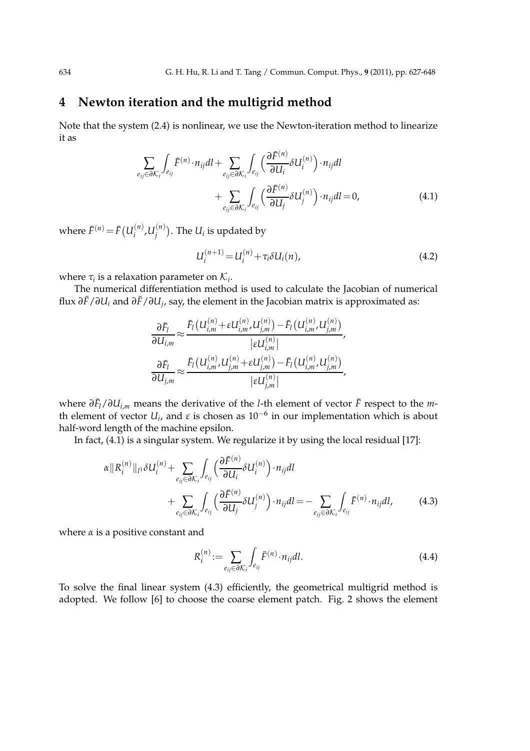## 4 Newton iteration and the multigrid method

Note that the system (2.4) is nonlinear, we use the Newton-iteration method to linearize it as

$$\sum_{e_{ij}\in\partial\mathcal{K}_i}\int_{e_{ij}}\bar{F}^{(n)}\cdot n_{ij}dl+\sum_{e_{ij}\in\partial\mathcal{K}_i}\int_{e_{ij}}\Big(\frac{\partial\bar{F}^{(n)}}{\partial U_i}\delta U_i^{(n)}\Big)\cdot n_{ij}dl \\ +\sum_{e_{ij}\in\partial\mathcal{K}_i}\int_{e_{ij}}\Big(\frac{\partial\bar{F}^{(n)}}{\partial U_j}\delta U_j^{(n)}\Big)\cdot n_{ij}dl=0, \tag{4.1}$$

where $\bar{F}^{(n)}=\bar{F}\big(U_i^{(n)},U_j^{(n)}\big)$. The $U_i$ is updated by

$$U_i^{(n+1)}=U_i^{(n)}+\tau_i\delta U_i(n), \tag{4.2}$$

where $\tau_i$ is a relaxation parameter on $\mathcal{K}_i$.

The numerical differentiation method is used to calculate the Jacobian of numerical flux $\partial\bar{F}/\partial U_i$ and $\partial\bar{F}/\partial U_j$, say, the element in the Jacobian matrix is approximated as:

$$\frac{\partial\bar{F}_l}{\partial U_{i,m}}\approx\frac{\bar{F}_l\big(U_{i,m}^{(n)}+\varepsilon U_{i,m}^{(n)},U_{j,m}^{(n)}\big)-\bar{F}_l\big(U_{i,m}^{(n)},U_{j,m}^{(n)}\big)}{\big|\varepsilon U_{i,m}^{(n)}\big|},$$

$$\frac{\partial\bar{F}_l}{\partial U_{j,m}}\approx\frac{\bar{F}_l\big(U_{i,m}^{(n)},U_{j,m}^{(n)}+\varepsilon U_{j,m}^{(n)}\big)-\bar{F}_l\big(U_{i,m}^{(n)},U_{j,m}^{(n)}\big)}{\big|\varepsilon U_{j,m}^{(n)}\big|},$$

where $\partial\bar{F}_l/\partial U_{i,m}$ means the derivative of the $l$-th element of vector $\bar{F}$ respect to the $m$-th element of vector $U_i$, and $\varepsilon$ is chosen as $10^{-6}$ in our implementation which is about half-word length of the machine epsilon.

In fact, (4.1) is a singular system. We regularize it by using the local residual [17]:

$$\alpha\|R_i^{(n)}\|_{l^1}\delta U_i^{(n)}+\sum_{e_{ij}\in\partial\mathcal{K}_i}\int_{e_{ij}}\Big(\frac{\partial\bar{F}^{(n)}}{\partial U_i}\delta U_i^{(n)}\Big)\cdot n_{ij}dl \\ +\sum_{e_{ij}\in\partial\mathcal{K}_i}\int_{e_{ij}}\Big(\frac{\partial\bar{F}^{(n)}}{\partial U_j}\delta U_j^{(n)}\Big)\cdot n_{ij}dl=-\sum_{e_{ij}\in\partial\mathcal{K}_i}\int_{e_{ij}}\bar{F}^{(n)}\cdot n_{ij}dl, \tag{4.3}$$

where $\alpha$ is a positive constant and

$$R_i^{(n)}:=\sum_{e_{ij}\in\partial\mathcal{K}_i}\int_{e_{ij}}\bar{F}^{(n)}\cdot n_{ij}dl. \tag{4.4}$$

To solve the final linear system (4.3) efficiently, the geometrical multigrid method is adopted. We follow [6] to choose the coarse element patch. Fig. 2 shows the element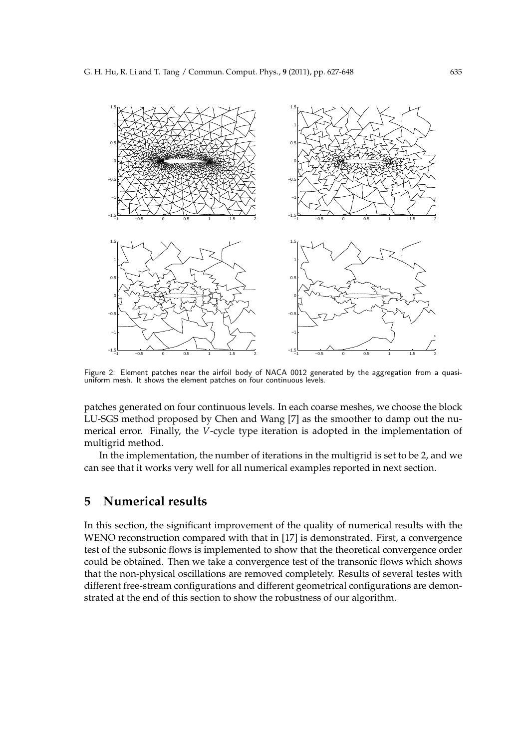Figure 2: Element patches near the airfoil body of NACA 0012 generated by the aggregation from a quasi-uniform mesh. It shows the element patches on four continuous levels.

patches generated on four continuous levels. In each coarse meshes, we choose the block LU-SGS method proposed by Chen and Wang [7] as the smoother to damp out the numerical error. Finally, the $V$-cycle type iteration is adopted in the implementation of multigrid method.

In the implementation, the number of iterations in the multigrid is set to be 2, and we can see that it works very well for all numerical examples reported in next section.

## 5 Numerical results

In this section, the significant improvement of the quality of numerical results with the WENO reconstruction compared with that in [17] is demonstrated. First, a convergence test of the subsonic flows is implemented to show that the theoretical convergence order could be obtained. Then we take a convergence test of the transonic flows which shows that the non-physical oscillations are removed completely. Results of several testes with different free-stream configurations and different geometrical configurations are demonstrated at the end of this section to show the robustness of our algorithm.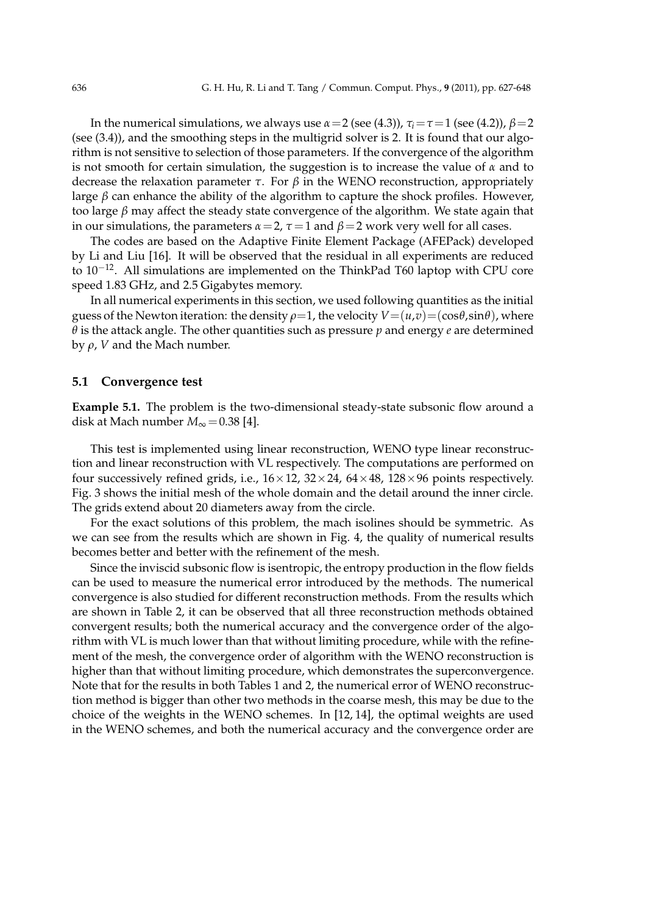In the numerical simulations, we always use $\alpha=2$ (see (4.3)), $\tau_i=\tau=1$ (see (4.2)), $\beta=2$ (see (3.4)), and the smoothing steps in the multigrid solver is 2. It is found that our algorithm is not sensitive to selection of those parameters. If the convergence of the algorithm is not smooth for certain simulation, the suggestion is to increase the value of $\alpha$ and to decrease the relaxation parameter $\tau$. For $\beta$ in the WENO reconstruction, appropriately large $\beta$ can enhance the ability of the algorithm to capture the shock profiles. However, too large $\beta$ may affect the steady state convergence of the algorithm. We state again that in our simulations, the parameters $\alpha=2$, $\tau=1$ and $\beta=2$ work very well for all cases.

The codes are based on the Adaptive Finite Element Package (AFEPack) developed by Li and Liu [16]. It will be observed that the residual in all experiments are reduced to $10^{-12}$. All simulations are implemented on the ThinkPad T60 laptop with CPU core speed 1.83 GHz, and 2.5 Gigabytes memory.

In all numerical experiments in this section, we used following quantities as the initial guess of the Newton iteration: the density $\rho=1$, the velocity $V=(u,v)=(\cos\theta,\sin\theta)$, where $\theta$ is the attack angle. The other quantities such as pressure $p$ and energy $e$ are determined by $\rho$, $V$ and the Mach number.

### 5.1 Convergence test

**Example 5.1.** The problem is the two-dimensional steady-state subsonic flow around a disk at Mach number $M_\infty=0.38$ [4].

This test is implemented using linear reconstruction, WENO type linear reconstruction and linear reconstruction with VL respectively. The computations are performed on four successively refined grids, i.e., $16\times12$, $32\times24$, $64\times48$, $128\times96$ points respectively. Fig. 3 shows the initial mesh of the whole domain and the detail around the inner circle. The grids extend about 20 diameters away from the circle.

For the exact solutions of this problem, the mach isolines should be symmetric. As we can see from the results which are shown in Fig. 4, the quality of numerical results becomes better and better with the refinement of the mesh.

Since the inviscid subsonic flow is isentropic, the entropy production in the flow fields can be used to measure the numerical error introduced by the methods. The numerical convergence is also studied for different reconstruction methods. From the results which are shown in Table 2, it can be observed that all three reconstruction methods obtained convergent results; both the numerical accuracy and the convergence order of the algorithm with VL is much lower than that without limiting procedure, while with the refinement of the mesh, the convergence order of algorithm with the WENO reconstruction is higher than that without limiting procedure, which demonstrates the superconvergence. Note that for the results in both Tables 1 and 2, the numerical error of WENO reconstruction method is bigger than other two methods in the coarse mesh, this may be due to the choice of the weights in the WENO schemes. In [12, 14], the optimal weights are used in the WENO schemes, and both the numerical accuracy and the convergence order are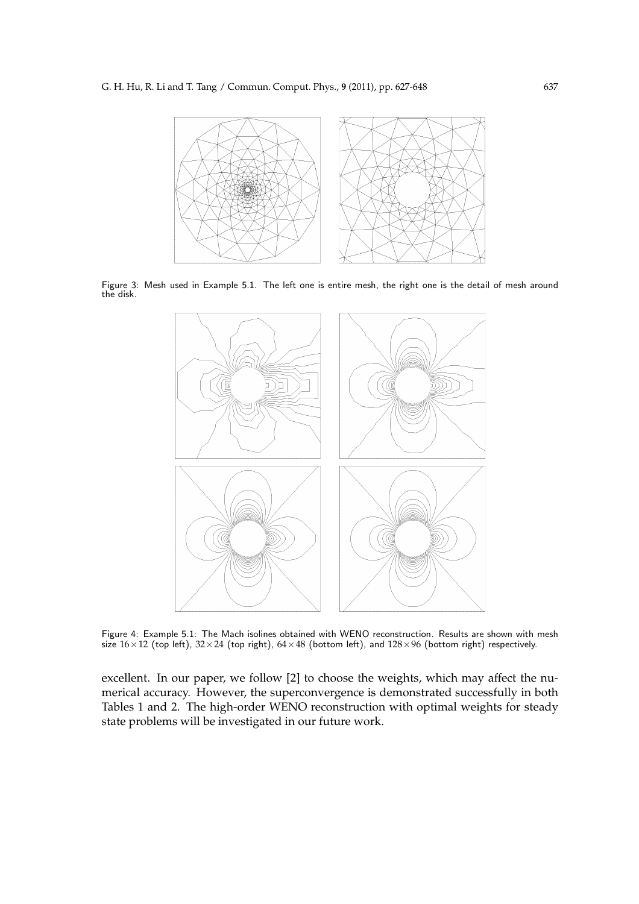Figure 3: Mesh used in Example 5.1. The left one is entire mesh, the right one is the detail of mesh around the disk.

Figure 4: Example 5.1: The Mach isolines obtained with WENO reconstruction. Results are shown with mesh size $16\times 12$ (top left), $32\times 24$ (top right), $64\times 48$ (bottom left), and $128\times 96$ (bottom right) respectively.

excellent. In our paper, we follow [2] to choose the weights, which may affect the numerical accuracy. However, the superconvergence is demonstrated successfully in both Tables 1 and 2. The high-order WENO reconstruction with optimal weights for steady state problems will be investigated in our future work.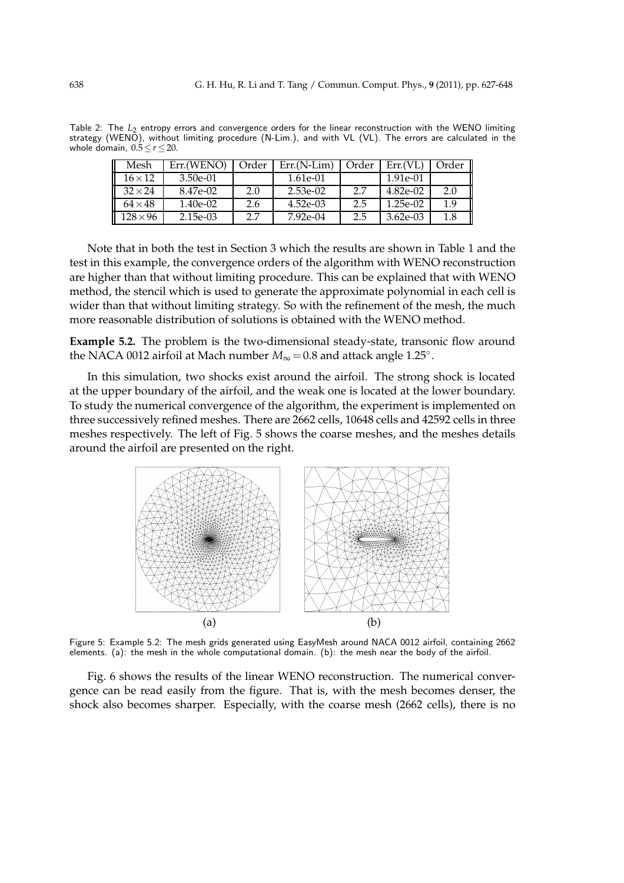Table 2: The $L_2$ entropy errors and convergence orders for the linear reconstruction with the WENO limiting strategy (WENO), without limiting procedure (N-Lim.), and with VL (VL). The errors are calculated in the whole domain, $0.5 \leq r \leq 20$.

| Mesh | Err.(WENO) | Order | Err.(N-Lim) | Order | Err.(VL) | Order |
|---|---|---|---|---|---|---|
| $16\times12$ | 3.50e-01 | | 1.61e-01 | | 1.91e-01 | |
| $32\times24$ | 8.47e-02 | 2.0 | 2.53e-02 | 2.7 | 4.82e-02 | 2.0 |
| $64\times48$ | 1.40e-02 | 2.6 | 4.52e-03 | 2.5 | 1.25e-02 | 1.9 |
| $128\times96$ | 2.15e-03 | 2.7 | 7.92e-04 | 2.5 | 3.62e-03 | 1.8 |

Note that in both the test in Section 3 which the results are shown in Table 1 and the test in this example, the convergence orders of the algorithm with WENO reconstruction are higher than that without limiting procedure. This can be explained that with WENO method, the stencil which is used to generate the approximate polynomial in each cell is wider than that without limiting strategy. So with the refinement of the mesh, the much more reasonable distribution of solutions is obtained with the WENO method.

**Example 5.2.** The problem is the two-dimensional steady-state, transonic flow around the NACA 0012 airfoil at Mach number $M_\infty = 0.8$ and attack angle $1.25^\circ$.

In this simulation, two shocks exist around the airfoil. The strong shock is located at the upper boundary of the airfoil, and the weak one is located at the lower boundary. To study the numerical convergence of the algorithm, the experiment is implemented on three successively refined meshes. There are 2662 cells, 10648 cells and 42592 cells in three meshes respectively. The left of Fig. 5 shows the coarse meshes, and the meshes details around the airfoil are presented on the right.

(a) (b)

Figure 5: Example 5.2: The mesh grids generated using EasyMesh around NACA 0012 airfoil, containing 2662 elements. (a): the mesh in the whole computational domain. (b): the mesh near the body of the airfoil.

Fig. 6 shows the results of the linear WENO reconstruction. The numerical convergence can be read easily from the figure. That is, with the mesh becomes denser, the shock also becomes sharper. Especially, with the coarse mesh (2662 cells), there is no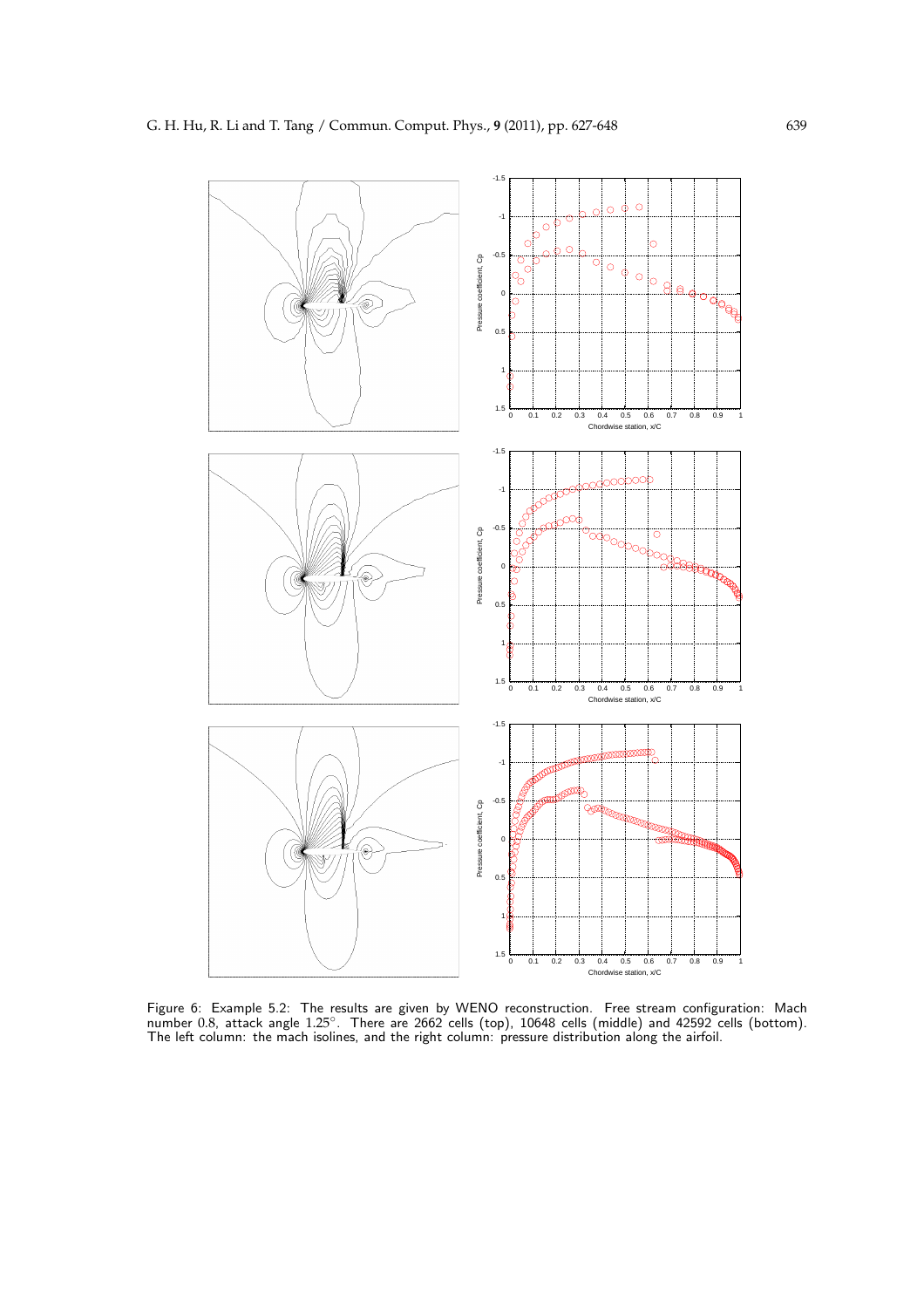Figure 6: Example 5.2: The results are given by WENO reconstruction. Free stream configuration: Mach number 0.8, attack angle 1.25°. There are 2662 cells (top), 10648 cells (middle) and 42592 cells (bottom). The left column: the mach isolines, and the right column: pressure distribution along the airfoil.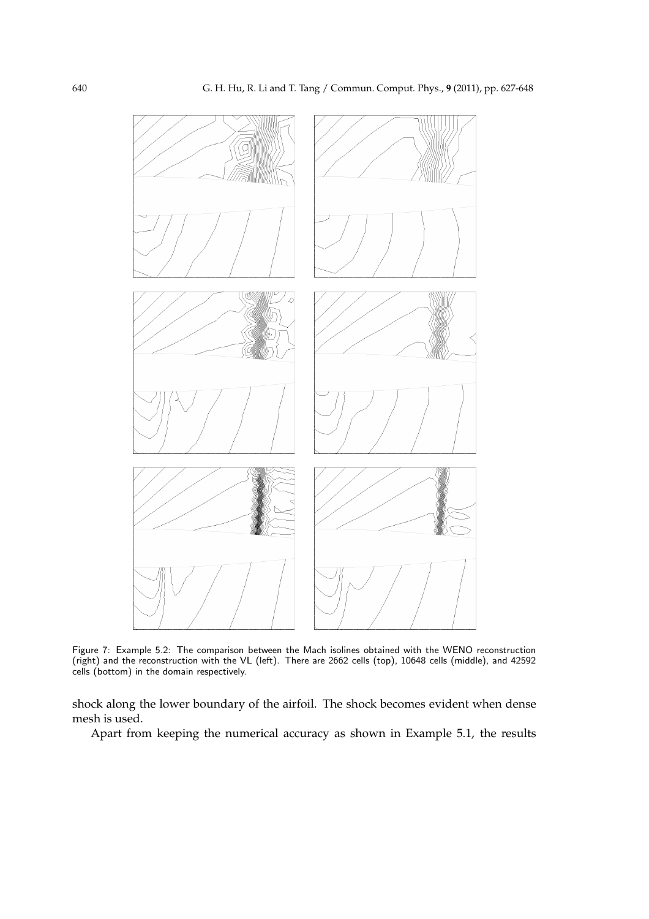Figure 7: Example 5.2: The comparison between the Mach isolines obtained with the WENO reconstruction (right) and the reconstruction with the VL (left). There are 2662 cells (top), 10648 cells (middle), and 42592 cells (bottom) in the domain respectively.

shock along the lower boundary of the airfoil. The shock becomes evident when dense mesh is used.

Apart from keeping the numerical accuracy as shown in Example 5.1, the results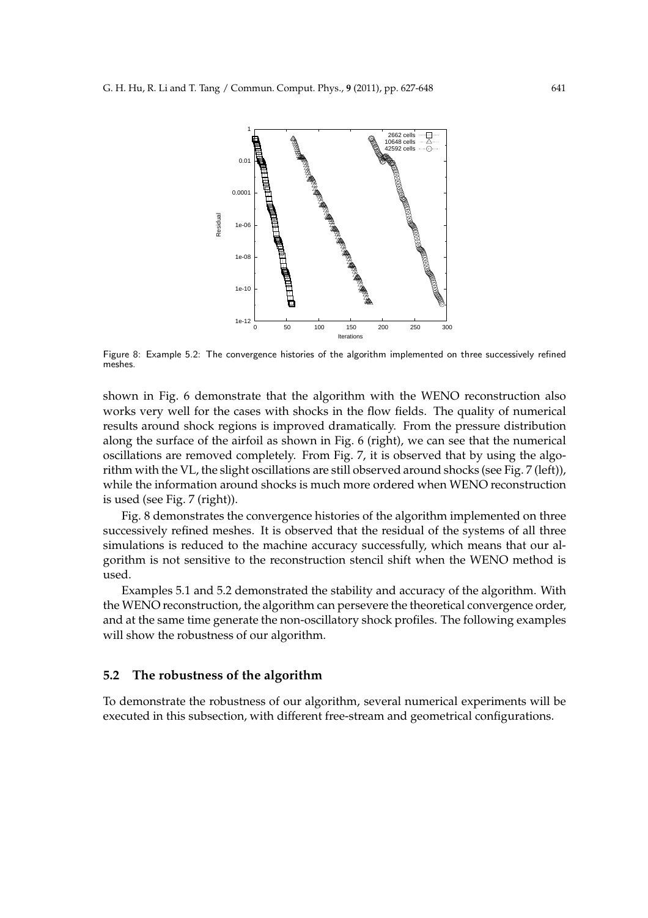Figure 8: Example 5.2: The convergence histories of the algorithm implemented on three successively refined meshes.

shown in Fig. 6 demonstrate that the algorithm with the WENO reconstruction also works very well for the cases with shocks in the flow fields. The quality of numerical results around shock regions is improved dramatically. From the pressure distribution along the surface of the airfoil as shown in Fig. 6 (right), we can see that the numerical oscillations are removed completely. From Fig. 7, it is observed that by using the algorithm with the VL, the slight oscillations are still observed around shocks (see Fig. 7 (left)), while the information around shocks is much more ordered when WENO reconstruction is used (see Fig. 7 (right)).

Fig. 8 demonstrates the convergence histories of the algorithm implemented on three successively refined meshes. It is observed that the residual of the systems of all three simulations is reduced to the machine accuracy successfully, which means that our algorithm is not sensitive to the reconstruction stencil shift when the WENO method is used.

Examples 5.1 and 5.2 demonstrated the stability and accuracy of the algorithm. With the WENO reconstruction, the algorithm can persevere the theoretical convergence order, and at the same time generate the non-oscillatory shock profiles. The following examples will show the robustness of our algorithm.

## 5.2 The robustness of the algorithm

To demonstrate the robustness of our algorithm, several numerical experiments will be executed in this subsection, with different free-stream and geometrical configurations.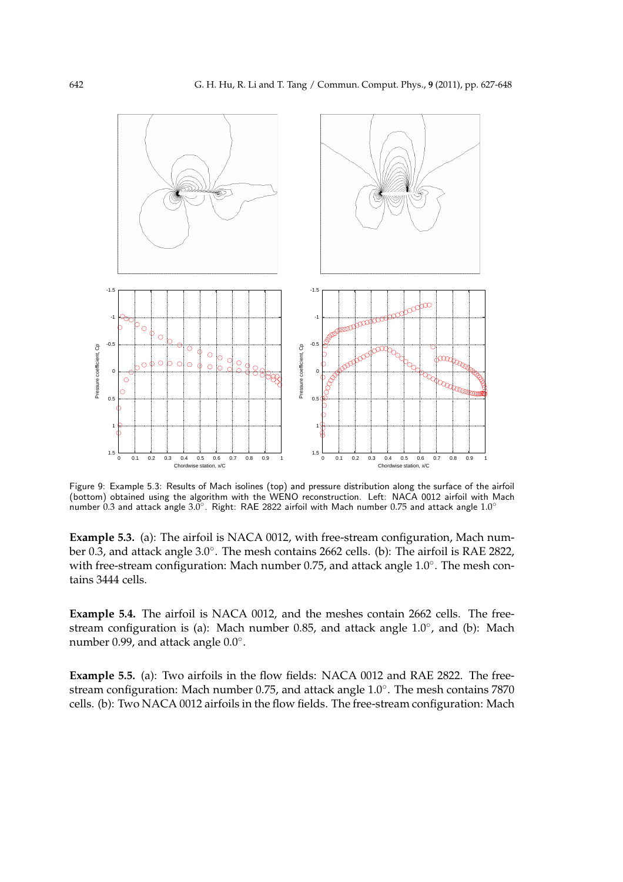Figure 9: Example 5.3: Results of Mach isolines (top) and pressure distribution along the surface of the airfoil (bottom) obtained using the algorithm with the WENO reconstruction. Left: NACA 0012 airfoil with Mach number 0.3 and attack angle 3.0°. Right: RAE 2822 airfoil with Mach number 0.75 and attack angle 1.0°

**Example 5.3.** (a): The airfoil is NACA 0012, with free-stream configuration, Mach number 0.3, and attack angle 3.0°. The mesh contains 2662 cells. (b): The airfoil is RAE 2822, with free-stream configuration: Mach number 0.75, and attack angle 1.0°. The mesh contains 3444 cells.

**Example 5.4.** The airfoil is NACA 0012, and the meshes contain 2662 cells. The free-stream configuration is (a): Mach number 0.85, and attack angle 1.0°, and (b): Mach number 0.99, and attack angle 0.0°.

**Example 5.5.** (a): Two airfoils in the flow fields: NACA 0012 and RAE 2822. The free-stream configuration: Mach number 0.75, and attack angle 1.0°. The mesh contains 7870 cells. (b): Two NACA 0012 airfoils in the flow fields. The free-stream configuration: Mach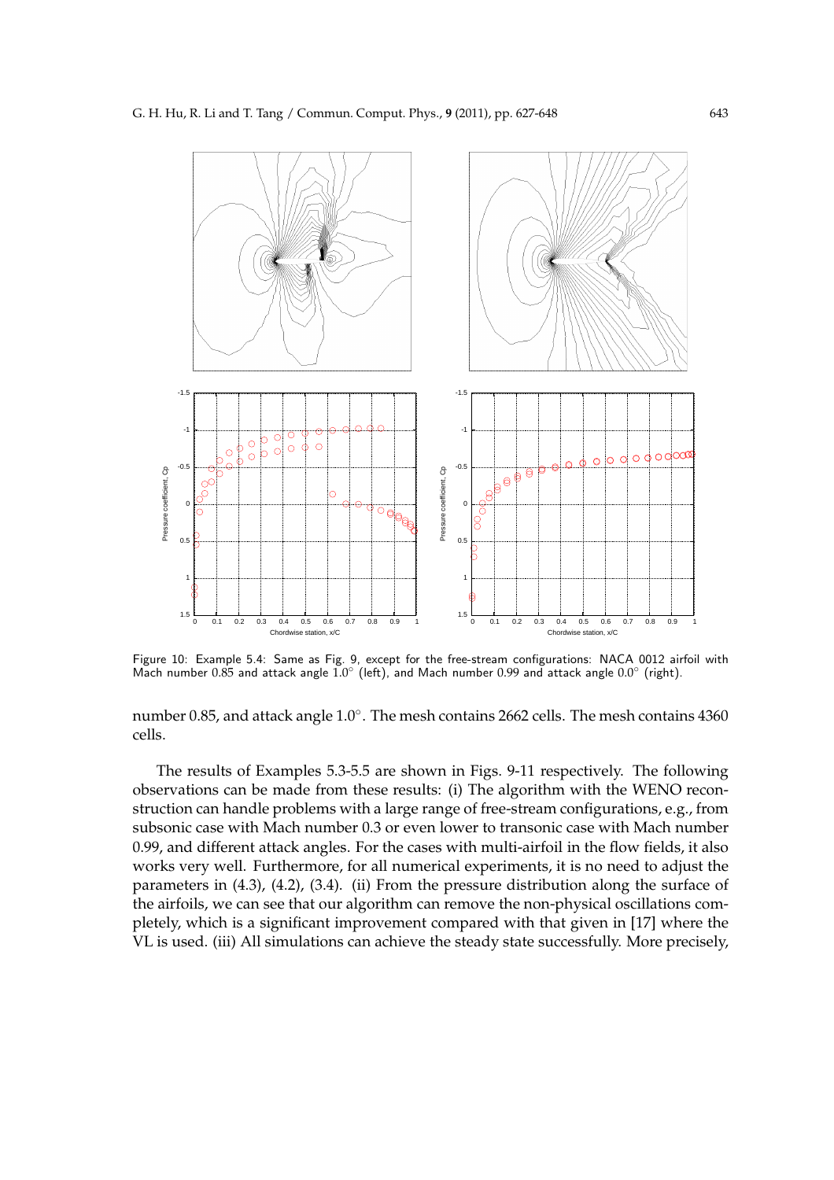Figure 10: Example 5.4: Same as Fig. 9, except for the free-stream configurations: NACA 0012 airfoil with Mach number 0.85 and attack angle $1.0^\circ$ (left), and Mach number 0.99 and attack angle $0.0^\circ$ (right).

number 0.85, and attack angle $1.0^\circ$. The mesh contains 2662 cells. The mesh contains 4360 cells.

The results of Examples 5.3-5.5 are shown in Figs. 9-11 respectively. The following observations can be made from these results: (i) The algorithm with the WENO reconstruction can handle problems with a large range of free-stream configurations, e.g., from subsonic case with Mach number 0.3 or even lower to transonic case with Mach number 0.99, and different attack angles. For the cases with multi-airfoil in the flow fields, it also works very well. Furthermore, for all numerical experiments, it is no need to adjust the parameters in (4.3), (4.2), (3.4). (ii) From the pressure distribution along the surface of the airfoils, we can see that our algorithm can remove the non-physical oscillations completely, which is a significant improvement compared with that given in [17] where the VL is used. (iii) All simulations can achieve the steady state successfully. More precisely,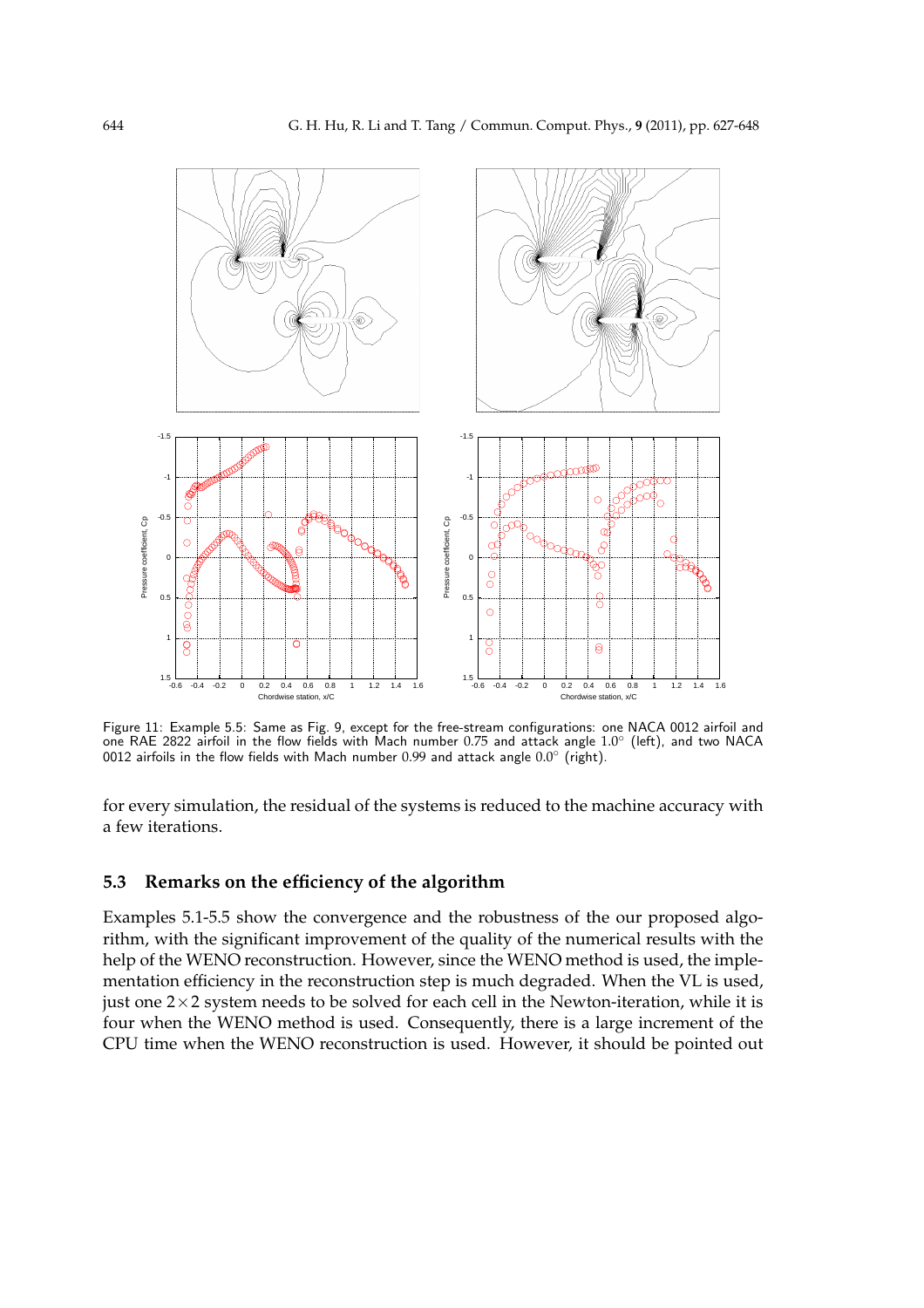Figure 11: Example 5.5: Same as Fig. 9, except for the free-stream configurations: one NACA 0012 airfoil and one RAE 2822 airfoil in the flow fields with Mach number 0.75 and attack angle $1.0^\circ$ (left), and two NACA 0012 airfoils in the flow fields with Mach number 0.99 and attack angle $0.0^\circ$ (right).

for every simulation, the residual of the systems is reduced to the machine accuracy with a few iterations.

## 5.3 Remarks on the efficiency of the algorithm

Examples 5.1-5.5 show the convergence and the robustness of the our proposed algorithm, with the significant improvement of the quality of the numerical results with the help of the WENO reconstruction. However, since the WENO method is used, the implementation efficiency in the reconstruction step is much degraded. When the VL is used, just one $2\times 2$ system needs to be solved for each cell in the Newton-iteration, while it is four when the WENO method is used. Consequently, there is a large increment of the CPU time when the WENO reconstruction is used. However, it should be pointed out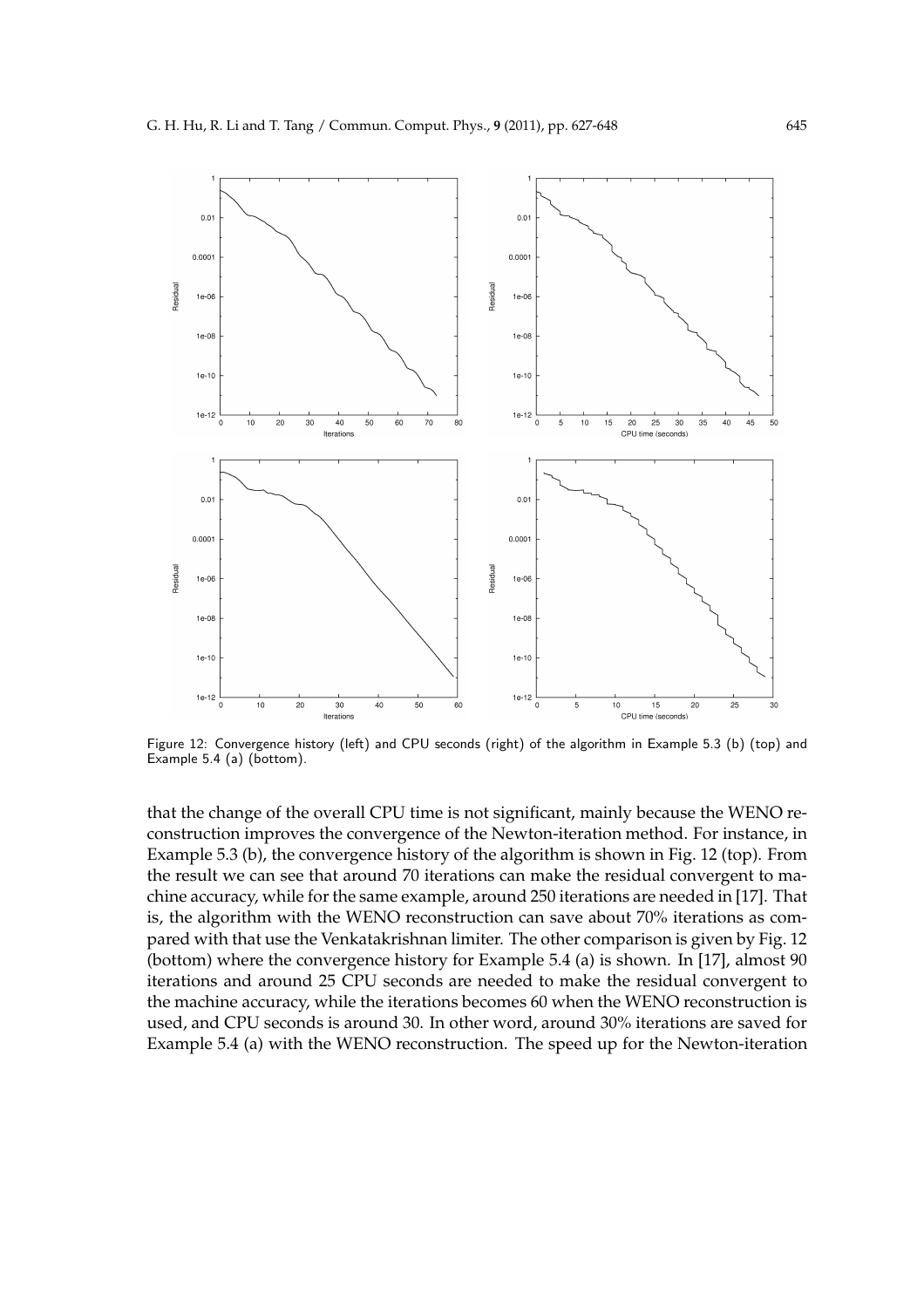Figure 12: Convergence history (left) and CPU seconds (right) of the algorithm in Example 5.3 (b) (top) and Example 5.4 (a) (bottom).

that the change of the overall CPU time is not significant, mainly because the WENO reconstruction improves the convergence of the Newton-iteration method. For instance, in Example 5.3 (b), the convergence history of the algorithm is shown in Fig. 12 (top). From the result we can see that around 70 iterations can make the residual convergent to machine accuracy, while for the same example, around 250 iterations are needed in [17]. That is, the algorithm with the WENO reconstruction can save about 70% iterations as compared with that use the Venkatakrishnan limiter. The other comparison is given by Fig. 12 (bottom) where the convergence history for Example 5.4 (a) is shown. In [17], almost 90 iterations and around 25 CPU seconds are needed to make the residual convergent to the machine accuracy, while the iterations becomes 60 when the WENO reconstruction is used, and CPU seconds is around 30. In other word, around 30% iterations are saved for Example 5.4 (a) with the WENO reconstruction. The speed up for the Newton-iteration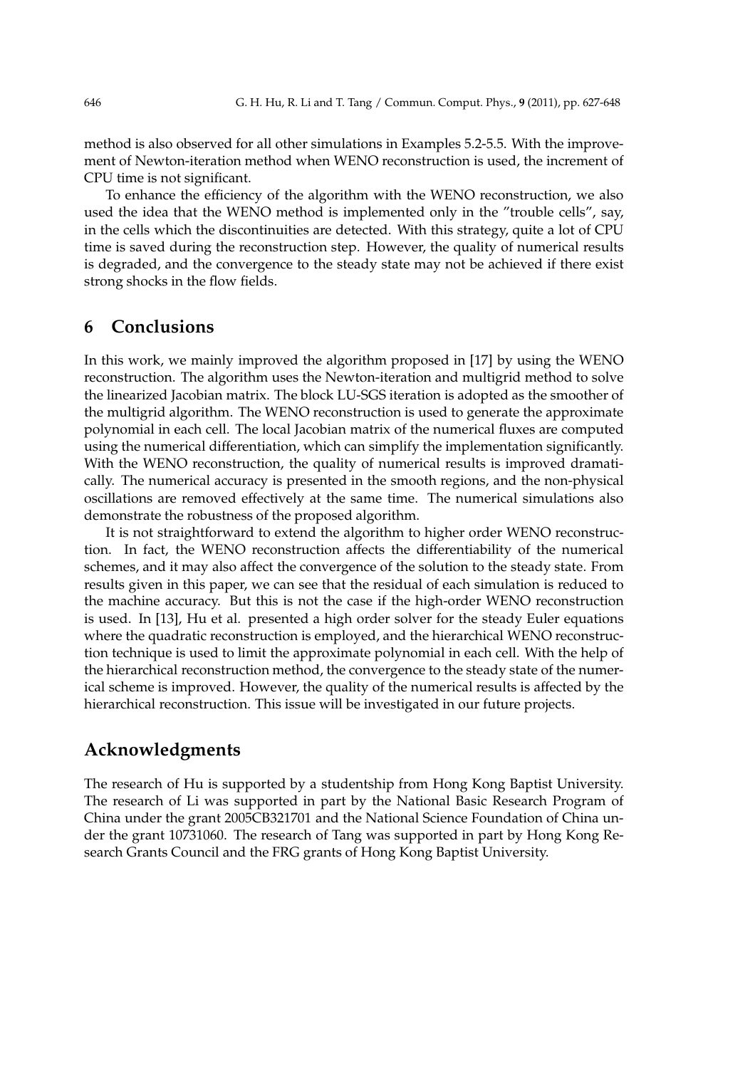method is also observed for all other simulations in Examples 5.2-5.5. With the improvement of Newton-iteration method when WENO reconstruction is used, the increment of CPU time is not significant.

To enhance the efficiency of the algorithm with the WENO reconstruction, we also used the idea that the WENO method is implemented only in the "trouble cells", say, in the cells which the discontinuities are detected. With this strategy, quite a lot of CPU time is saved during the reconstruction step. However, the quality of numerical results is degraded, and the convergence to the steady state may not be achieved if there exist strong shocks in the flow fields.

## 6 Conclusions

In this work, we mainly improved the algorithm proposed in [17] by using the WENO reconstruction. The algorithm uses the Newton-iteration and multigrid method to solve the linearized Jacobian matrix. The block LU-SGS iteration is adopted as the smoother of the multigrid algorithm. The WENO reconstruction is used to generate the approximate polynomial in each cell. The local Jacobian matrix of the numerical fluxes are computed using the numerical differentiation, which can simplify the implementation significantly. With the WENO reconstruction, the quality of numerical results is improved dramatically. The numerical accuracy is presented in the smooth regions, and the non-physical oscillations are removed effectively at the same time. The numerical simulations also demonstrate the robustness of the proposed algorithm.

It is not straightforward to extend the algorithm to higher order WENO reconstruction. In fact, the WENO reconstruction affects the differentiability of the numerical schemes, and it may also affect the convergence of the solution to the steady state. From results given in this paper, we can see that the residual of each simulation is reduced to the machine accuracy. But this is not the case if the high-order WENO reconstruction is used. In [13], Hu et al. presented a high order solver for the steady Euler equations where the quadratic reconstruction is employed, and the hierarchical WENO reconstruction technique is used to limit the approximate polynomial in each cell. With the help of the hierarchical reconstruction method, the convergence to the steady state of the numerical scheme is improved. However, the quality of the numerical results is affected by the hierarchical reconstruction. This issue will be investigated in our future projects.

## Acknowledgments

The research of Hu is supported by a studentship from Hong Kong Baptist University. The research of Li was supported in part by the National Basic Research Program of China under the grant 2005CB321701 and the National Science Foundation of China under the grant 10731060. The research of Tang was supported in part by Hong Kong Research Grants Council and the FRG grants of Hong Kong Baptist University.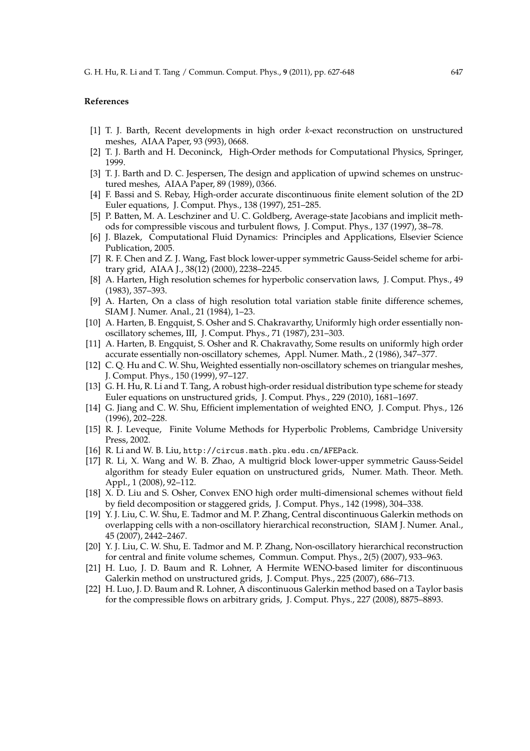### References

[1] T. J. Barth, Recent developments in high order *k*-exact reconstruction on unstructured meshes, AIAA Paper, 93 (993), 0668.

[2] T. J. Barth and H. Deconinck, High-Order methods for Computational Physics, Springer, 1999.

[3] T. J. Barth and D. C. Jespersen, The design and application of upwind schemes on unstructured meshes, AIAA Paper, 89 (1989), 0366.

[4] F. Bassi and S. Rebay, High-order accurate discontinuous finite element solution of the 2D Euler equations, J. Comput. Phys., 138 (1997), 251–285.

[5] P. Batten, M. A. Leschziner and U. C. Goldberg, Average-state Jacobians and implicit methods for compressible viscous and turbulent flows, J. Comput. Phys., 137 (1997), 38–78.

[6] J. Blazek, Computational Fluid Dynamics: Principles and Applications, Elsevier Science Publication, 2005.

[7] R. F. Chen and Z. J. Wang, Fast block lower-upper symmetric Gauss-Seidel scheme for arbitrary grid, AIAA J., 38(12) (2000), 2238–2245.

[8] A. Harten, High resolution schemes for hyperbolic conservation laws, J. Comput. Phys., 49 (1983), 357–393.

[9] A. Harten, On a class of high resolution total variation stable finite difference schemes, SIAM J. Numer. Anal., 21 (1984), 1–23.

[10] A. Harten, B. Engquist, S. Osher and S. Chakravarthy, Uniformly high order essentially non-oscillatory schemes, III, J. Comput. Phys., 71 (1987), 231–303.

[11] A. Harten, B. Engquist, S. Osher and R. Chakravathy, Some results on uniformly high order accurate essentially non-oscillatory schemes, Appl. Numer. Math., 2 (1986), 347–377.

[12] C. Q. Hu and C. W. Shu, Weighted essentially non-oscillatory schemes on triangular meshes, J. Comput. Phys., 150 (1999), 97–127.

[13] G. H. Hu, R. Li and T. Tang, A robust high-order residual distribution type scheme for steady Euler equations on unstructured grids, J. Comput. Phys., 229 (2010), 1681–1697.

[14] G. Jiang and C. W. Shu, Efficient implementation of weighted ENO, J. Comput. Phys., 126 (1996), 202–228.

[15] R. J. Leveque, Finite Volume Methods for Hyperbolic Problems, Cambridge University Press, 2002.

[16] R. Li and W. B. Liu, `http://circus.math.pku.edu.cn/AFEPack`.

[17] R. Li, X. Wang and W. B. Zhao, A multigrid block lower-upper symmetric Gauss-Seidel algorithm for steady Euler equation on unstructured grids, Numer. Math. Theor. Meth. Appl., 1 (2008), 92–112.

[18] X. D. Liu and S. Osher, Convex ENO high order multi-dimensional schemes without field by field decomposition or staggered grids, J. Comput. Phys., 142 (1998), 304–338.

[19] Y. J. Liu, C. W. Shu, E. Tadmor and M. P. Zhang, Central discontinuous Galerkin methods on overlapping cells with a non-oscillatory hierarchical reconstruction, SIAM J. Numer. Anal., 45 (2007), 2442–2467.

[20] Y. J. Liu, C. W. Shu, E. Tadmor and M. P. Zhang, Non-oscillatory hierarchical reconstruction for central and finite volume schemes, Commun. Comput. Phys., 2(5) (2007), 933–963.

[21] H. Luo, J. D. Baum and R. Lohner, A Hermite WENO-based limiter for discontinuous Galerkin method on unstructured grids, J. Comput. Phys., 225 (2007), 686–713.

[22] H. Luo, J. D. Baum and R. Lohner, A discontinuous Galerkin method based on a Taylor basis for the compressible flows on arbitrary grids, J. Comput. Phys., 227 (2008), 8875–8893.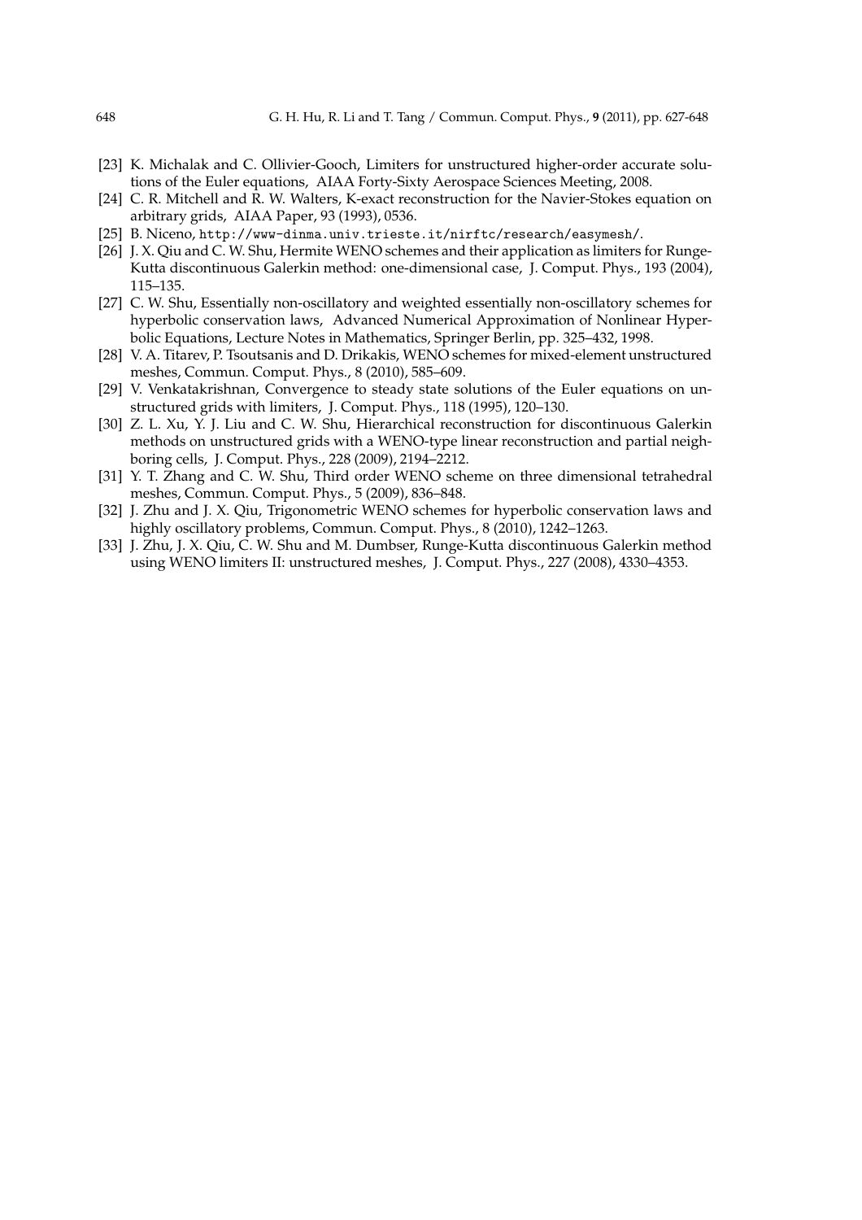[23] K. Michalak and C. Ollivier-Gooch, Limiters for unstructured higher-order accurate solutions of the Euler equations, AIAA Forty-Sixty Aerospace Sciences Meeting, 2008.

[24] C. R. Mitchell and R. W. Walters, K-exact reconstruction for the Navier-Stokes equation on arbitrary grids, AIAA Paper, 93 (1993), 0536.

[25] B. Niceno, http://www-dinma.univ.trieste.it/nirftc/research/easymesh/.

[26] J. X. Qiu and C. W. Shu, Hermite WENO schemes and their application as limiters for Runge-Kutta discontinuous Galerkin method: one-dimensional case, J. Comput. Phys., 193 (2004), 115–135.

[27] C. W. Shu, Essentially non-oscillatory and weighted essentially non-oscillatory schemes for hyperbolic conservation laws, Advanced Numerical Approximation of Nonlinear Hyperbolic Equations, Lecture Notes in Mathematics, Springer Berlin, pp. 325–432, 1998.

[28] V. A. Titarev, P. Tsoutsanis and D. Drikakis, WENO schemes for mixed-element unstructured meshes, Commun. Comput. Phys., 8 (2010), 585–609.

[29] V. Venkatakrishnan, Convergence to steady state solutions of the Euler equations on unstructured grids with limiters, J. Comput. Phys., 118 (1995), 120–130.

[30] Z. L. Xu, Y. J. Liu and C. W. Shu, Hierarchical reconstruction for discontinuous Galerkin methods on unstructured grids with a WENO-type linear reconstruction and partial neighboring cells, J. Comput. Phys., 228 (2009), 2194–2212.

[31] Y. T. Zhang and C. W. Shu, Third order WENO scheme on three dimensional tetrahedral meshes, Commun. Comput. Phys., 5 (2009), 836–848.

[32] J. Zhu and J. X. Qiu, Trigonometric WENO schemes for hyperbolic conservation laws and highly oscillatory problems, Commun. Comput. Phys., 8 (2010), 1242–1263.

[33] J. Zhu, J. X. Qiu, C. W. Shu and M. Dumbser, Runge-Kutta discontinuous Galerkin method using WENO limiters II: unstructured meshes, J. Comput. Phys., 227 (2008), 4330–4353.